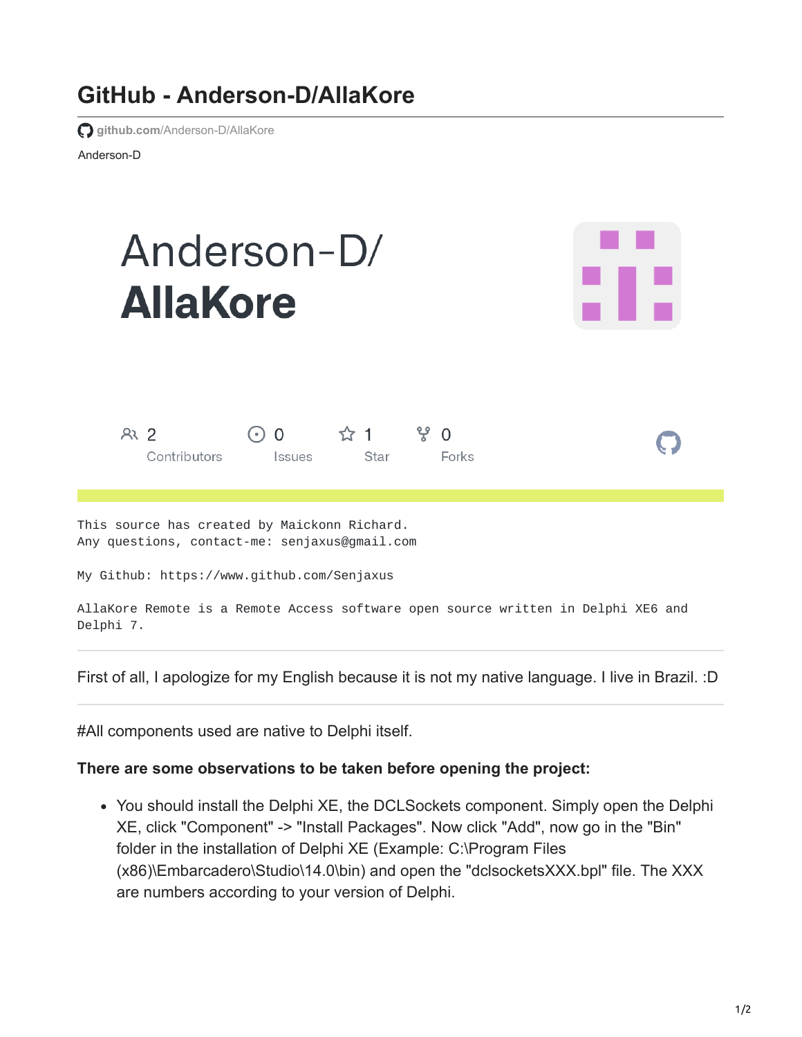# GitHub - Anderson-D/AllaKore

github.com/Anderson-D/AllaKore

Anderson-D

Anderson-D/
**AllaKore**

2 Contributors | 0 Issues | 1 Star | 0 Forks

```
This source has created by Maickonn Richard.
Any questions, contact-me: senjaxus@gmail.com

My Github: https://www.github.com/Senjaxus

AllaKore Remote is a Remote Access software open source written in Delphi XE6 and
Delphi 7.
```

---

First of all, I apologize for my English because it is not my native language. I live in Brazil. :D

---

#All components used are native to Delphi itself.

**There are some observations to be taken before opening the project:**

- You should install the Delphi XE, the DCLSockets component. Simply open the Delphi XE, click "Component" -> "Install Packages". Now click "Add", now go in the "Bin" folder in the installation of Delphi XE (Example: C:\Program Files (x86)\Embarcadero\Studio\14.0\bin) and open the "dclsocketsXXX.bpl" file. The XXX are numbers according to your version of Delphi.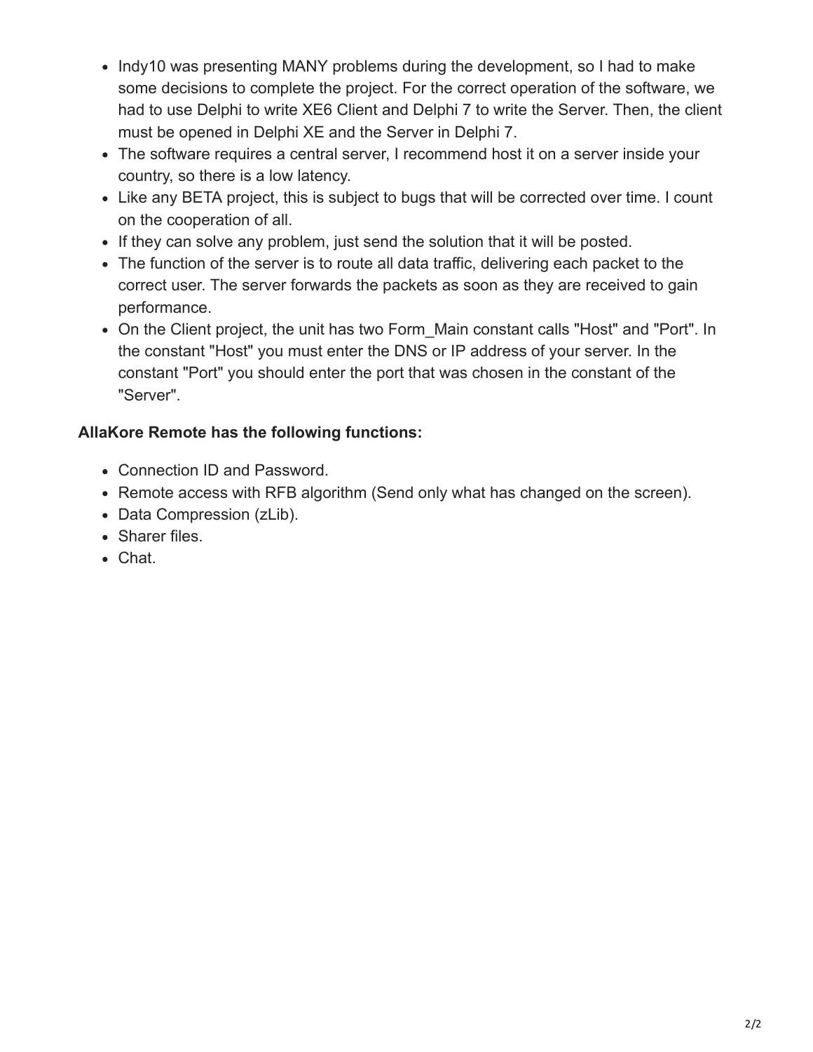- Indy10 was presenting MANY problems during the development, so I had to make some decisions to complete the project. For the correct operation of the software, we had to use Delphi to write XE6 Client and Delphi 7 to write the Server. Then, the client must be opened in Delphi XE and the Server in Delphi 7.
- The software requires a central server, I recommend host it on a server inside your country, so there is a low latency.
- Like any BETA project, this is subject to bugs that will be corrected over time. I count on the cooperation of all.
- If they can solve any problem, just send the solution that it will be posted.
- The function of the server is to route all data traffic, delivering each packet to the correct user. The server forwards the packets as soon as they are received to gain performance.
- On the Client project, the unit has two Form_Main constant calls "Host" and "Port". In the constant "Host" you must enter the DNS or IP address of your server. In the constant "Port" you should enter the port that was chosen in the constant of the "Server".

**AllaKore Remote has the following functions:**

- Connection ID and Password.
- Remote access with RFB algorithm (Send only what has changed on the screen).
- Data Compression (zLib).
- Sharer files.
- Chat.